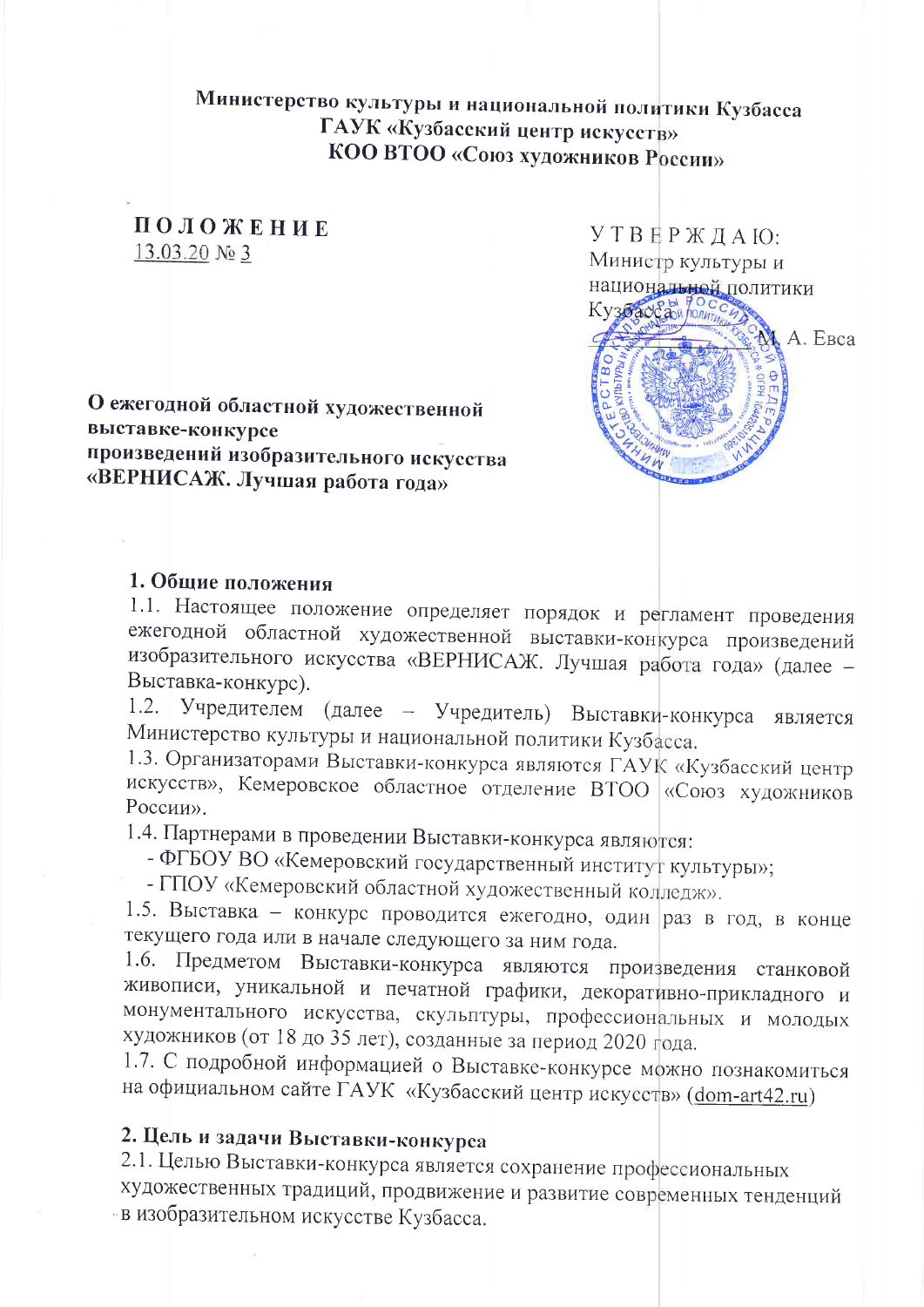**Министерство культуры и национальной политики Кузбасса**
**ГАУК «Кузбасский центр искусств»**
**КОО ВТОО «Союз художников России»**

**П О Л О Ж Е Н И Е**
13.03.20 № 3

У Т В Е Р Ж Д А Ю:
Министр культуры и национальной политики Кузбасса
М. А. Евса

**О ежегодной областной художественной выставке-конкурсе произведений изобразительного искусства «ВЕРНИСАЖ. Лучшая работа года»**

## 1. Общие положения

1.1. Настоящее положение определяет порядок и регламент проведения ежегодной областной художественной выставки-конкурса произведений изобразительного искусства «ВЕРНИСАЖ. Лучшая работа года» (далее – Выставка-конкурс).

1.2. Учредителем (далее – Учредитель) Выставки-конкурса является Министерство культуры и национальной политики Кузбасса.

1.3. Организаторами Выставки-конкурса являются ГАУК «Кузбасский центр искусств», Кемеровское областное отделение ВТОО «Союз художников России».

1.4. Партнерами в проведении Выставки-конкурса являются:
- ФГБОУ ВО «Кемеровский государственный институт культуры»;
- ГПОУ «Кемеровский областной художественный колледж».

1.5. Выставка – конкурс проводится ежегодно, один раз в год, в конце текущего года или в начале следующего за ним года.

1.6. Предметом Выставки-конкурса являются произведения станковой живописи, уникальной и печатной графики, декоративно-прикладного и монументального искусства, скульптуры, профессиональных и молодых художников (от 18 до 35 лет), созданные за период 2020 года.

1.7. С подробной информацией о Выставке-конкурсе можно познакомиться на официальном сайте ГАУК «Кузбасский центр искусств» (dom-art42.ru)

## 2. Цель и задачи Выставки-конкурса

2.1. Целью Выставки-конкурса является сохранение профессиональных художественных традиций, продвижение и развитие современных тенденций в изобразительном искусстве Кузбасса.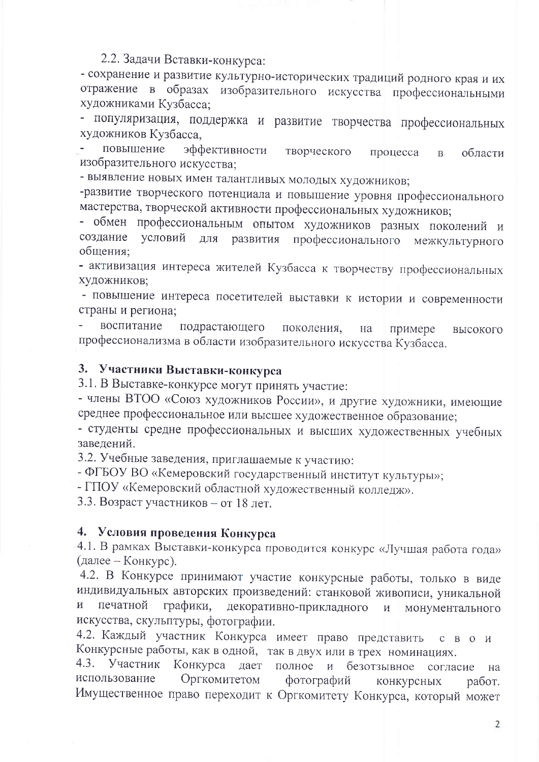2.2. Задачи Вставки-конкурса:

- сохранение и развитие культурно-исторических традиций родного края и их отражение в образах изобразительного искусства профессиональными художниками Кузбасса;
- популяризация, поддержка и развитие творчества профессиональных художников Кузбасса,
- повышение эффективности творческого процесса в области изобразительного искусства;
- выявление новых имен талантливых молодых художников;
- развитие творческого потенциала и повышение уровня профессионального мастерства, творческой активности профессиональных художников;
- обмен профессиональным опытом художников разных поколений и создание условий для развития профессионального межкультурного общения;
- активизация интереса жителей Кузбасса к творчеству профессиональных художников;
- повышение интереса посетителей выставки к истории и современности страны и региона;
- воспитание подрастающего поколения, на примере высокого профессионализма в области изобразительного искусства Кузбасса.

## 3. Участники Выставки-конкурса

3.1. В Выставке-конкурсе могут принять участие:

- члены ВТОО «Союз художников России», и другие художники, имеющие среднее профессиональное или высшее художественное образование;
- студенты средне профессиональных и высших художественных учебных заведений.

3.2. Учебные заведения, приглашаемые к участию:

- ФГБОУ ВО «Кемеровский государственный институт культуры»;
- ГПОУ «Кемеровский областной художественный колледж».

3.3. Возраст участников – от 18 лет.

## 4. Условия проведения Конкурса

4.1. В рамках Выставки-конкурса проводится конкурс «Лучшая работа года» (далее – Конкурс).

4.2. В Конкурсе принимают участие конкурсные работы, только в виде индивидуальных авторских произведений: станковой живописи, уникальной и печатной графики, декоративно-прикладного и монументального искусства, скульптуры, фотографии.

4.2. Каждый участник Конкурса имеет право представить свои Конкурсные работы, как в одной, так в двух или в трех номинациях.

4.3. Участник Конкурса дает полное и безотзывное согласие на использование Оргкомитетом фотографий конкурсных работ. Имущественное право переходит к Оргкомитету Конкурса, который может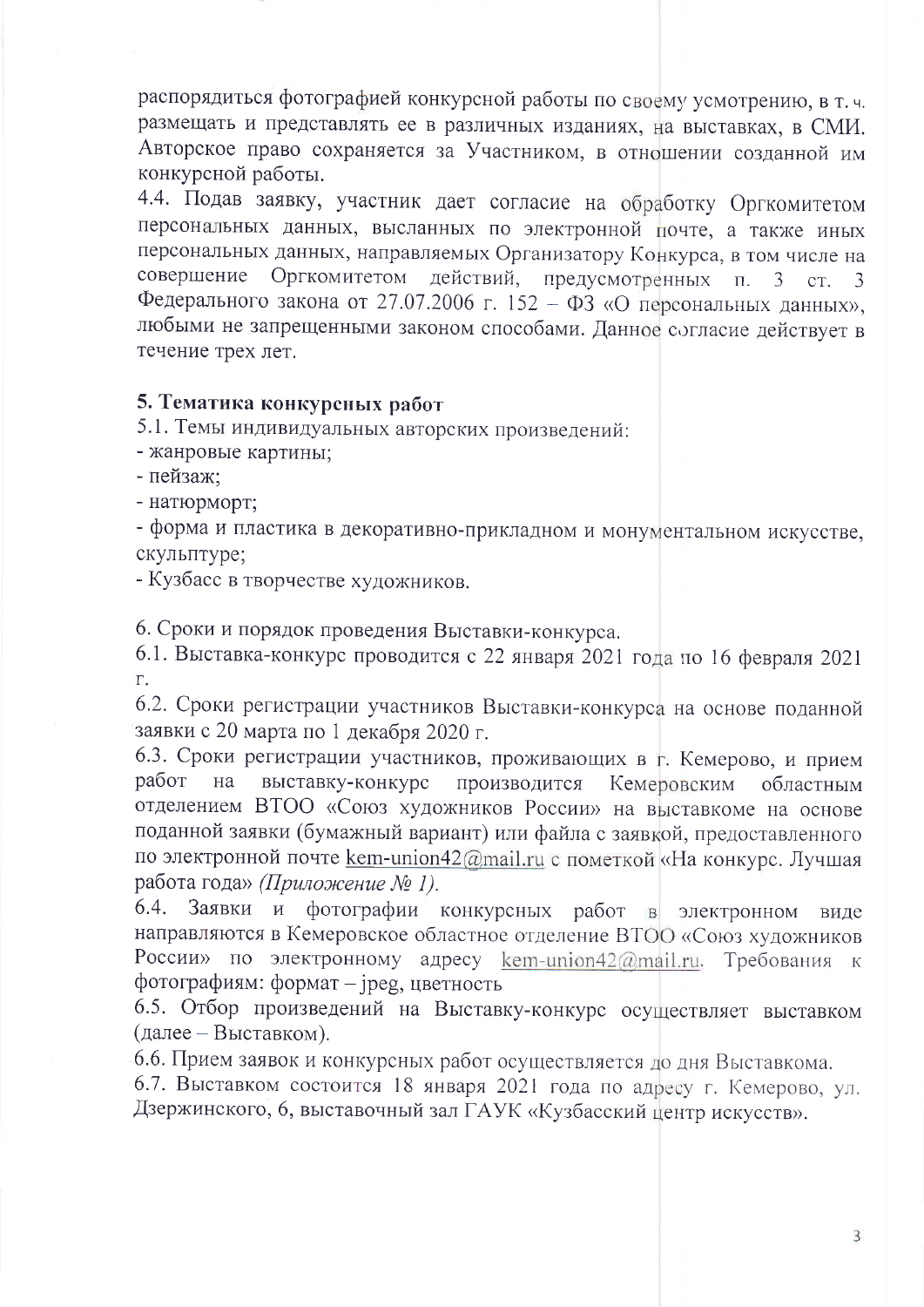распорядиться фотографией конкурсной работы по своему усмотрению, в т. ч. размещать и представлять ее в различных изданиях, на выставках, в СМИ. Авторское право сохраняется за Участником, в отношении созданной им конкурсной работы.

4.4. Подав заявку, участник дает согласие на обработку Оргкомитетом персональных данных, высланных по электронной почте, а также иных персональных данных, направляемых Организатору Конкурса, в том числе на совершение Оргкомитетом действий, предусмотренных п. 3 ст. 3 Федерального закона от 27.07.2006 г. 152 – ФЗ «О персональных данных», любыми не запрещенными законом способами. Данное согласие действует в течение трех лет.

**5. Тематика конкурсных работ**

5.1. Темы индивидуальных авторских произведений:

- жанровые картины;
- пейзаж;
- натюрморт;
- форма и пластика в декоративно-прикладном и монументальном искусстве, скульптуре;
- Кузбасс в творчестве художников.

6. Сроки и порядок проведения Выставки-конкурса.

6.1. Выставка-конкурс проводится с 22 января 2021 года по 16 февраля 2021 г.

6.2. Сроки регистрации участников Выставки-конкурса на основе поданной заявки с 20 марта по 1 декабря 2020 г.

6.3. Сроки регистрации участников, проживающих в г. Кемерово, и прием работ на выставку-конкурс производится Кемеровским областным отделением ВТОО «Союз художников России» на выставкоме на основе поданной заявки (бумажный вариант) или файла с заявкой, предоставленного по электронной почте kem-union42@mail.ru с пометкой «На конкурс. Лучшая работа года» *(Приложение № 1)*.

6.4. Заявки и фотографии конкурсных работ в электронном виде направляются в Кемеровское областное отделение ВТОО «Союз художников России» по электронному адресу kem-union42@mail.ru. Требования к фотографиям: формат – jpeg, цветность

6.5. Отбор произведений на Выставку-конкурс осуществляет выставком (далее – Выставком).

6.6. Прием заявок и конкурсных работ осуществляется до дня Выставкома.

6.7. Выставком состоится 18 января 2021 года по адресу г. Кемерово, ул. Дзержинского, 6, выставочный зал ГАУК «Кузбасский центр искусств».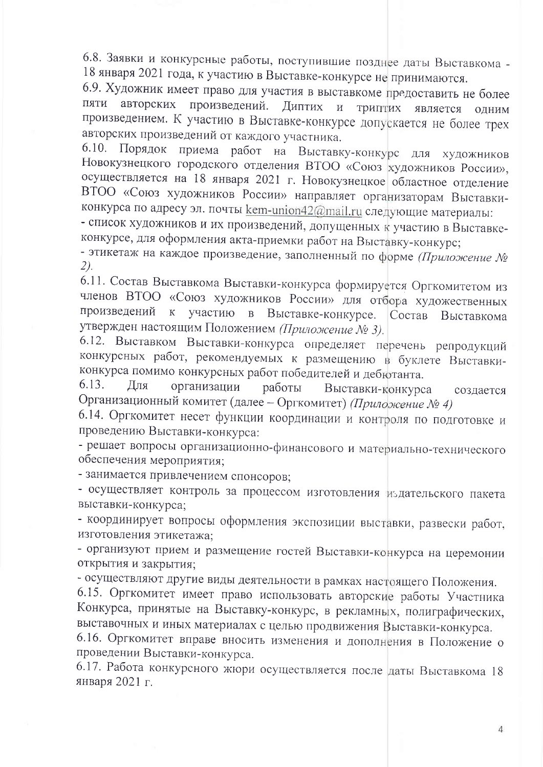6.8. Заявки и конкурсные работы, поступившие позднее даты Выставкома - 18 января 2021 года, к участию в Выставке-конкурсе не принимаются.

6.9. Художник имеет право для участия в выставкоме предоставить не более пяти авторских произведений. Диптих и триптих является одним произведением. К участию в Выставке-конкурсе допускается не более трех авторских произведений от каждого участника.

6.10. Порядок приема работ на Выставку-конкурс для художников Новокузнецкого городского отделения ВТОО «Союз художников России», осуществляется на 18 января 2021 г. Новокузнецкое областное отделение ВТОО «Союз художников России» направляет организаторам Выставки-конкурса по адресу эл. почты kem-union42@mail.ru следующие материалы:

- список художников и их произведений, допущенных к участию в Выставке-конкурсе, для оформления акта-приемки работ на Выставку-конкурс;
- этикетаж на каждое произведение, заполненный по форме *(Приложение № 2)*.

6.11. Состав Выставкома Выставки-конкурса формируется Оргкомитетом из членов ВТОО «Союз художников России» для отбора художественных произведений к участию в Выставке-конкурсе. Состав Выставкома утвержден настоящим Положением *(Приложение № 3)*.

6.12. Выставком Выставки-конкурса определяет перечень репродукций конкурсных работ, рекомендуемых к размещению в буклете Выставки-конкурса помимо конкурсных работ победителей и дебютанта.

6.13. Для организации работы Выставки-конкурса создается Организационный комитет (далее – Оргкомитет) *(Приложение № 4)*

6.14. Оргкомитет несет функции координации и контроля по подготовке и проведению Выставки-конкурса:

- решает вопросы организационно-финансового и материально-технического обеспечения мероприятия;
- занимается привлечением спонсоров;
- осуществляет контроль за процессом изготовления издательского пакета выставки-конкурса;
- координирует вопросы оформления экспозиции выставки, развески работ, изготовления этикетажа;
- организуют прием и размещение гостей Выставки-конкурса на церемонии открытия и закрытия;
- осуществляют другие виды деятельности в рамках настоящего Положения.

6.15. Оргкомитет имеет право использовать авторские работы Участника Конкурса, принятые на Выставку-конкурс, в рекламных, полиграфических, выставочных и иных материалах с целью продвижения Выставки-конкурса.

6.16. Оргкомитет вправе вносить изменения и дополнения в Положение о проведении Выставки-конкурса.

6.17. Работа конкурсного жюри осуществляется после даты Выставкома 18 января 2021 г.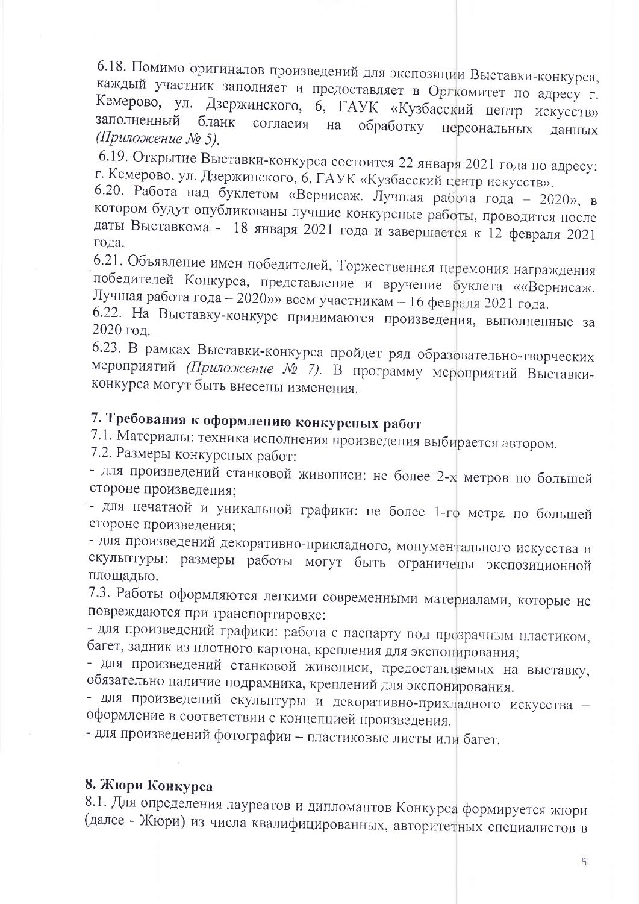6.18. Помимо оригиналов произведений для экспозиции Выставки-конкурса, каждый участник заполняет и предоставляет в Оргкомитет по адресу г. Кемерово, ул. Дзержинского, 6, ГАУК «Кузбасский центр искусств» заполненный бланк согласия на обработку персональных данных *(Приложение № 5)*.

6.19. Открытие Выставки-конкурса состоится 22 января 2021 года по адресу: г. Кемерово, ул. Дзержинского, 6, ГАУК «Кузбасский центр искусств».

6.20. Работа над буклетом «Вернисаж. Лучшая работа года – 2020», в котором будут опубликованы лучшие конкурсные работы, проводится после даты Выставкома - 18 января 2021 года и завершается к 12 февраля 2021 года.

6.21. Объявление имен победителей, Торжественная церемония награждения победителей Конкурса, представление и вручение буклета ««Вернисаж. Лучшая работа года – 2020»» всем участникам – 16 февраля 2021 года.

6.22. На Выставку-конкурс принимаются произведения, выполненные за 2020 год.

6.23. В рамках Выставки-конкурса пройдет ряд образовательно-творческих мероприятий *(Приложение № 7)*. В программу мероприятий Выставки-конкурса могут быть внесены изменения.

## 7. Требования к оформлению конкурсных работ

7.1. Материалы: техника исполнения произведения выбирается автором.

7.2. Размеры конкурсных работ:

- для произведений станковой живописи: не более 2-х метров по большей стороне произведения;
- для печатной и уникальной графики: не более 1-го метра по большей стороне произведения;
- для произведений декоративно-прикладного, монументального искусства и скульптуры: размеры работы могут быть ограничены экспозиционной площадью.

7.3. Работы оформляются легкими современными материалами, которые не повреждаются при транспортировке:

- для произведений графики: работа с паспарту под прозрачным пластиком, багет, задник из плотного картона, крепления для экспонирования;
- для произведений станковой живописи, предоставляемых на выставку, обязательно наличие подрамника, креплений для экспонирования.
- для произведений скульптуры и декоративно-прикладного искусства – оформление в соответствии с концепцией произведения.
- для произведений фотографии – пластиковые листы или багет.

## 8. Жюри Конкурса

8.1. Для определения лауреатов и дипломантов Конкурса формируется жюри (далее - Жюри) из числа квалифицированных, авторитетных специалистов в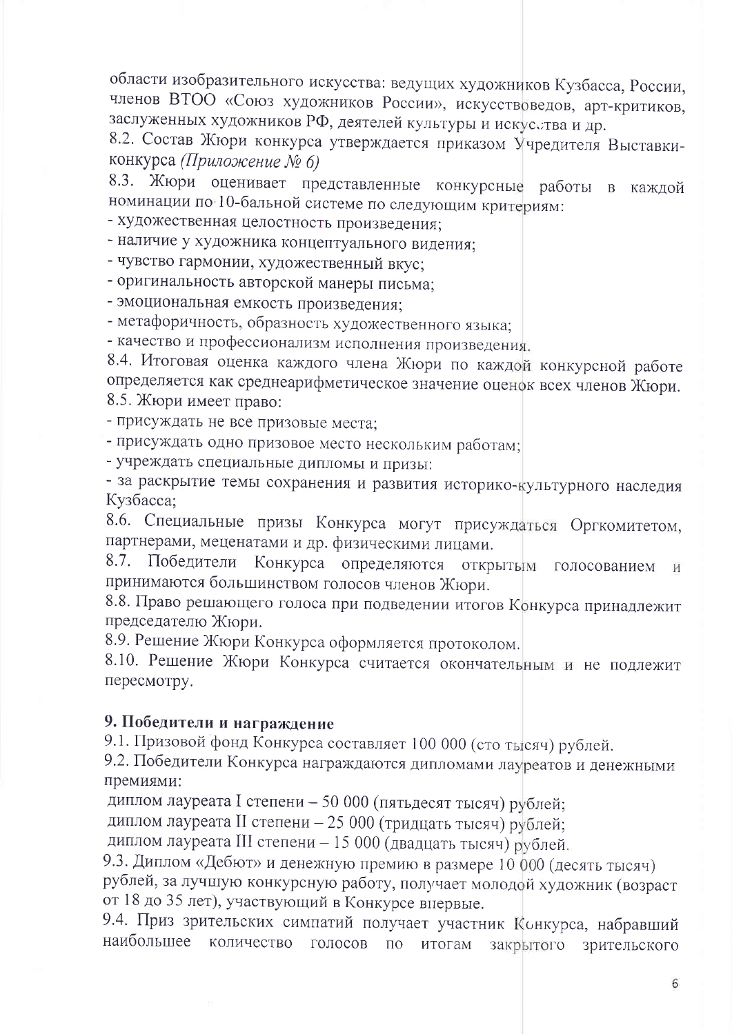области изобразительного искусства: ведущих художников Кузбасса, России, членов ВТОО «Союз художников России», искусствоведов, арт-критиков, заслуженных художников РФ, деятелей культуры и искусства и др.

8.2. Состав Жюри конкурса утверждается приказом Учредителя Выставки-конкурса *(Приложение № 6)*

8.3. Жюри оценивает представленные конкурсные работы в каждой номинации по 10-бальной системе по следующим критериям:

- художественная целостность произведения;
- наличие у художника концептуального видения;
- чувство гармонии, художественный вкус;
- оригинальность авторской манеры письма;
- эмоциональная емкость произведения;
- метафоричность, образность художественного языка;
- качество и профессионализм исполнения произведения.

8.4. Итоговая оценка каждого члена Жюри по каждой конкурсной работе определяется как среднеарифметическое значение оценок всех членов Жюри.

8.5. Жюри имеет право:

- присуждать не все призовые места;
- присуждать одно призовое место нескольким работам;
- учреждать специальные дипломы и призы:
- за раскрытие темы сохранения и развития историко-культурного наследия Кузбасса;

8.6. Специальные призы Конкурса могут присуждаться Оргкомитетом, партнерами, меценатами и др. физическими лицами.

8.7. Победители Конкурса определяются открытым голосованием и принимаются большинством голосов членов Жюри.

8.8. Право решающего голоса при подведении итогов Конкурса принадлежит председателю Жюри.

8.9. Решение Жюри Конкурса оформляется протоколом.

8.10. Решение Жюри Конкурса считается окончательным и не подлежит пересмотру.

## 9. Победители и награждение

9.1. Призовой фонд Конкурса составляет 100 000 (сто тысяч) рублей.

9.2. Победители Конкурса награждаются дипломами лауреатов и денежными премиями:

диплом лауреата I степени – 50 000 (пятьдесят тысяч) рублей;

диплом лауреата II степени – 25 000 (тридцать тысяч) рублей;

диплом лауреата III степени – 15 000 (двадцать тысяч) рублей.

9.3. Диплом «Дебют» и денежную премию в размере 10 000 (десять тысяч) рублей, за лучшую конкурсную работу, получает молодой художник (возраст от 18 до 35 лет), участвующий в Конкурсе впервые.

9.4. Приз зрительских симпатий получает участник Конкурса, набравший наибольшее количество голосов по итогам закрытого зрительского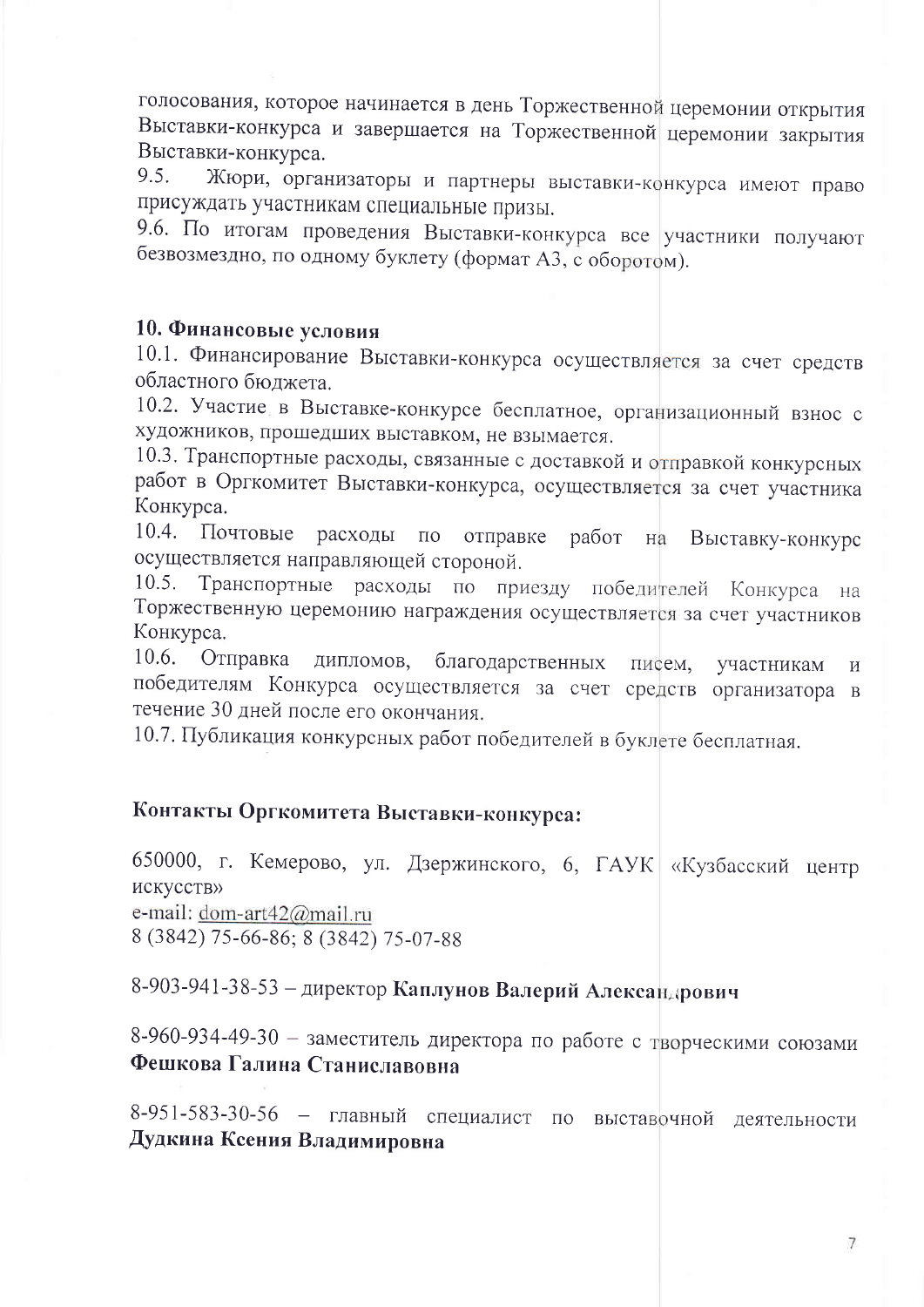голосования, которое начинается в день Торжественной церемонии открытия Выставки-конкурса и завершается на Торжественной церемонии закрытия Выставки-конкурса.

9.5. Жюри, организаторы и партнеры выставки-конкурса имеют право присуждать участникам специальные призы.

9.6. По итогам проведения Выставки-конкурса все участники получают безвозмездно, по одному буклету (формат А3, с оборотом).

## 10. Финансовые условия

10.1. Финансирование Выставки-конкурса осуществляется за счет средств областного бюджета.

10.2. Участие в Выставке-конкурсе бесплатное, организационный взнос с художников, прошедших выставком, не взымается.

10.3. Транспортные расходы, связанные с доставкой и отправкой конкурсных работ в Оргкомитет Выставки-конкурса, осуществляется за счет участника Конкурса.

10.4. Почтовые расходы по отправке работ на Выставку-конкурс осуществляется направляющей стороной.

10.5. Транспортные расходы по приезду победителей Конкурса на Торжественную церемонию награждения осуществляется за счет участников Конкурса.

10.6. Отправка дипломов, благодарственных писем, участникам и победителям Конкурса осуществляется за счет средств организатора в течение 30 дней после его окончания.

10.7. Публикация конкурсных работ победителей в буклете бесплатная.

## Контакты Оргкомитета Выставки-конкурса:

650000, г. Кемерово, ул. Дзержинского, 6, ГАУК «Кузбасский центр искусств»
e-mail: dom-art42@mail.ru
8 (3842) 75-66-86; 8 (3842) 75-07-88

8-903-941-38-53 – директор **Каплунов Валерий Александрович**

8-960-934-49-30 – заместитель директора по работе с творческими союзами **Фешкова Галина Станиславовна**

8-951-583-30-56 – главный специалист по выставочной деятельности **Дудкина Ксения Владимировна**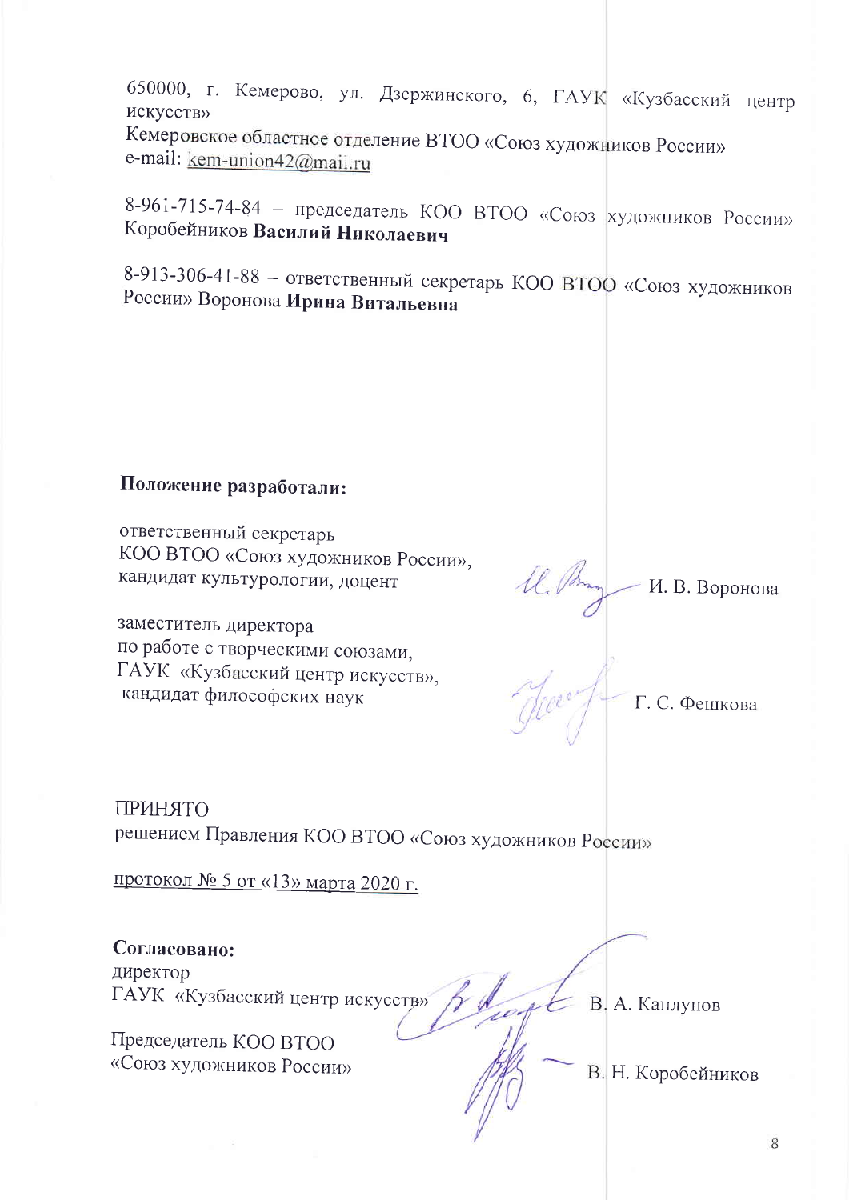650000, г. Кемерово, ул. Дзержинского, 6, ГАУК «Кузбасский центр искусств»
Кемеровское областное отделение ВТОО «Союз художников России»
e-mail: kem-union42@mail.ru

8-961-715-74-84 – председатель КОО ВТОО «Союз художников России» Коробейников **Василий Николаевич**

8-913-306-41-88 – ответственный секретарь КОО ВТОО «Союз художников России» Воронова **Ирина Витальевна**

**Положение разработали:**

ответственный секретарь
КОО ВТОО «Союз художников России»,
кандидат культурологии, доцент — И. В. Воронова

заместитель директора
по работе с творческими союзами,
ГАУК «Кузбасский центр искусств»,
кандидат философских наук — Г. С. Фешкова

ПРИНЯТО
решением Правления КОО ВТОО «Союз художников России»

протокол № 5 от «13» марта 2020 г.

**Согласовано:**
директор
ГАУК «Кузбасский центр искусств» — В. А. Каплунов

Председатель КОО ВТОО
«Союз художников России» — В. Н. Коробейников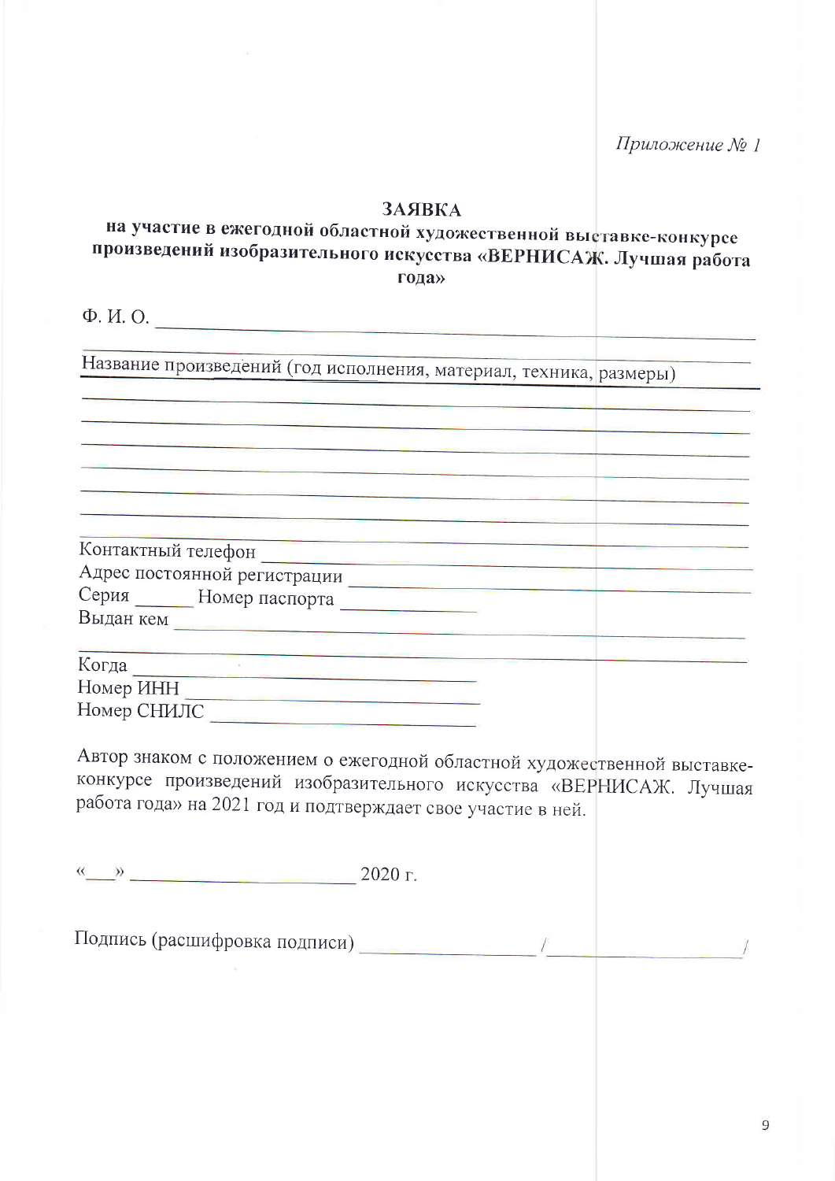*Приложение № 1*

**ЗАЯВКА**
**на участие в ежегодной областной художественной выставке-конкурсе произведений изобразительного искусства «ВЕРНИСАЖ. Лучшая работа года»**

Ф. И. О. ____________________________________________

____________________________________________

Название произведений (год исполнения, материал, техника, размеры)

____________________________________________

____________________________________________

____________________________________________

____________________________________________

____________________________________________

____________________________________________

____________________________________________

Контактный телефон ____________________________________________

Адрес постоянной регистрации ____________________________________________

Серия ______ Номер паспорта ____________

Выдан кем ____________________________________________

____________________________________________

Когда ____________________________

Номер ИНН ____________________________

Номер СНИЛС ____________________________

Автор знаком с положением о ежегодной областной художественной выставке-конкурсе произведений изобразительного искусства «ВЕРНИСАЖ. Лучшая работа года» на 2021 год и подтверждает свое участие в ней.

«___» ______________________ 2020 г.

Подпись (расшифровка подписи) ________________ /____________________/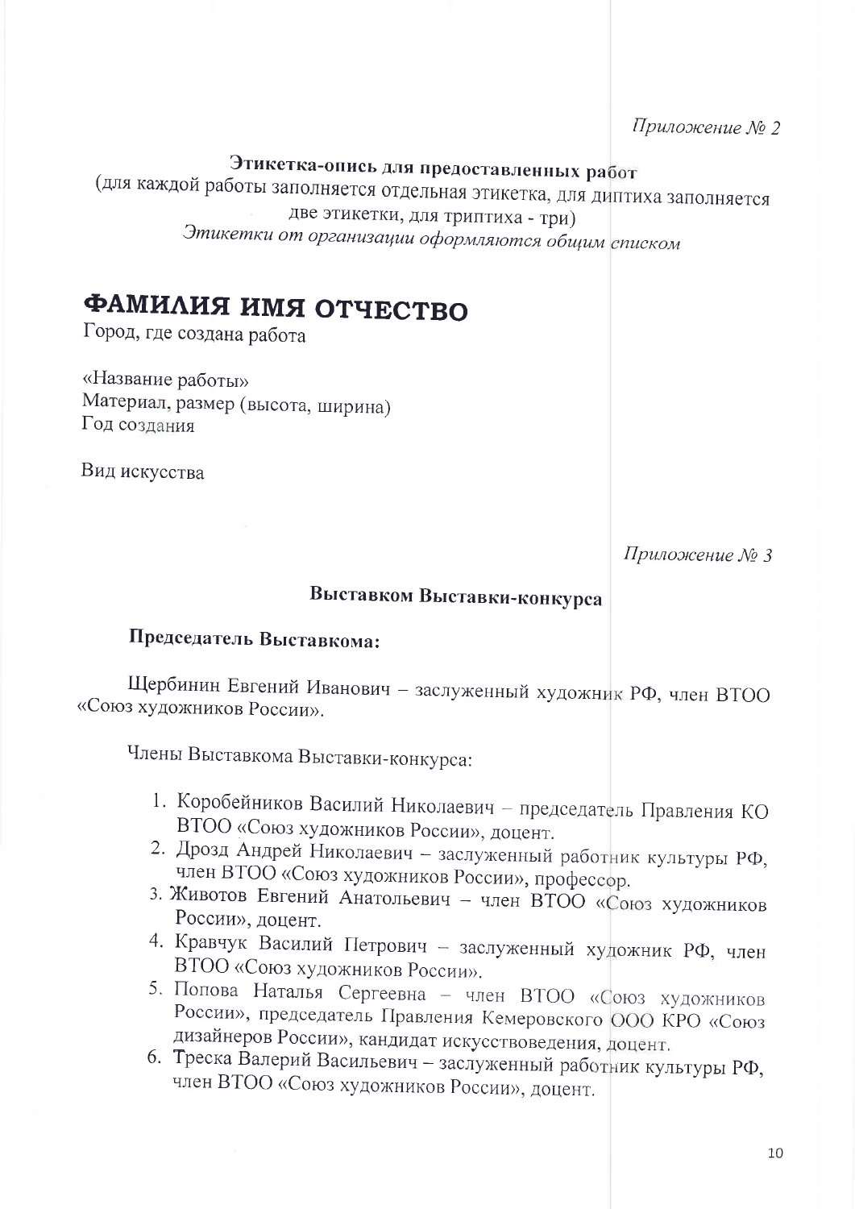*Приложение № 2*

**Этикетка-опись для предоставленных работ**

(для каждой работы заполняется отдельная этикетка, для диптиха заполняется две этикетки, для триптиха - три)

*Этикетки от организации оформляются общим списком*

# ФАМИЛИЯ ИМЯ ОТЧЕСТВО

Город, где создана работа

«Название работы»
Материал, размер (высота, ширина)
Год создания

Вид искусства

*Приложение № 3*

**Выставком Выставки-конкурса**

**Председатель Выставкома:**

Щербинин Евгений Иванович – заслуженный художник РФ, член ВТОО «Союз художников России».

Члены Выставкома Выставки-конкурса:

1. Коробейников Василий Николаевич – председатель Правления КО ВТОО «Союз художников России», доцент.
2. Дрозд Андрей Николаевич – заслуженный работник культуры РФ, член ВТОО «Союз художников России», профессор.
3. Животов Евгений Анатольевич – член ВТОО «Союз художников России», доцент.
4. Кравчук Василий Петрович – заслуженный художник РФ, член ВТОО «Союз художников России».
5. Попова Наталья Сергеевна – член ВТОО «Союз художников России», председатель Правления Кемеровского ООО КРО «Союз дизайнеров России», кандидат искусствоведения, доцент.
6. Треска Валерий Васильевич – заслуженный работник культуры РФ, член ВТОО «Союз художников России», доцент.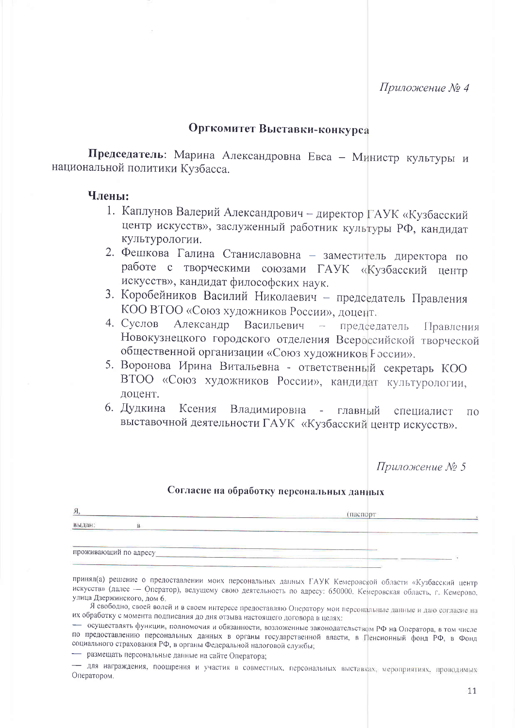*Приложение № 4*

## Оргкомитет Выставки-конкурса

**Председатель**: Марина Александровна Евса – Министр культуры и национальной политики Кузбасса.

**Члены:**

1. Каплунов Валерий Александрович – директор ГАУК «Кузбасский центр искусств», заслуженный работник культуры РФ, кандидат культурологии.
2. Фешкова Галина Станиславовна – заместитель директора по работе с творческими союзами ГАУК «Кузбасский центр искусств», кандидат философских наук.
3. Коробейников Василий Николаевич – председатель Правления КОО ВТОО «Союз художников России», доцент.
4. Суслов Александр Васильевич – председатель Правления Новокузнецкого городского отделения Всероссийской творческой общественной организации «Союз художников России».
5. Воронова Ирина Витальевна - ответственный секретарь КОО ВТОО «Союз художников России», кандидат культурологии, доцент.
6. Дудкина Ксения Владимировна - главный специалист по выставочной деятельности ГАУК «Кузбасский центр искусств».

*Приложение № 5*

## Согласие на обработку персональных данных

Я, ______________________________ (паспорт ______________________________,

выдан: ______ в ______________________________

______________________________

проживающий по адресу ______________________________ .

______________________________

принял(а) решение о предоставлении моих персональных данных ГАУК Кемеровской области «Кузбасский центр искусств» (далее — Оператор), ведущему свою деятельность по адресу: 650000. Кемеровская область, г. Кемерово, улица Дзержинского, дом 6.

Я свободно, своей волей и в своем интересе предоставляю Оператору мои персональные данные и даю согласие на их обработку с момента подписания до дня отзыва настоящего договора в целях:

— осуществлять функции, полномочия и обязанности, возложенные законодательством РФ на Оператора, в том числе по предоставлению персональных данных в органы государственной власти, в Пенсионный фонд РФ, в Фонд социального страхования РФ, в органы Федеральной налоговой службы;

— размещать персональные данные на сайте Оператора;

— для награждения, поощрения и участия в совместных, персональных выставках, мероприятиях, проводимых Оператором.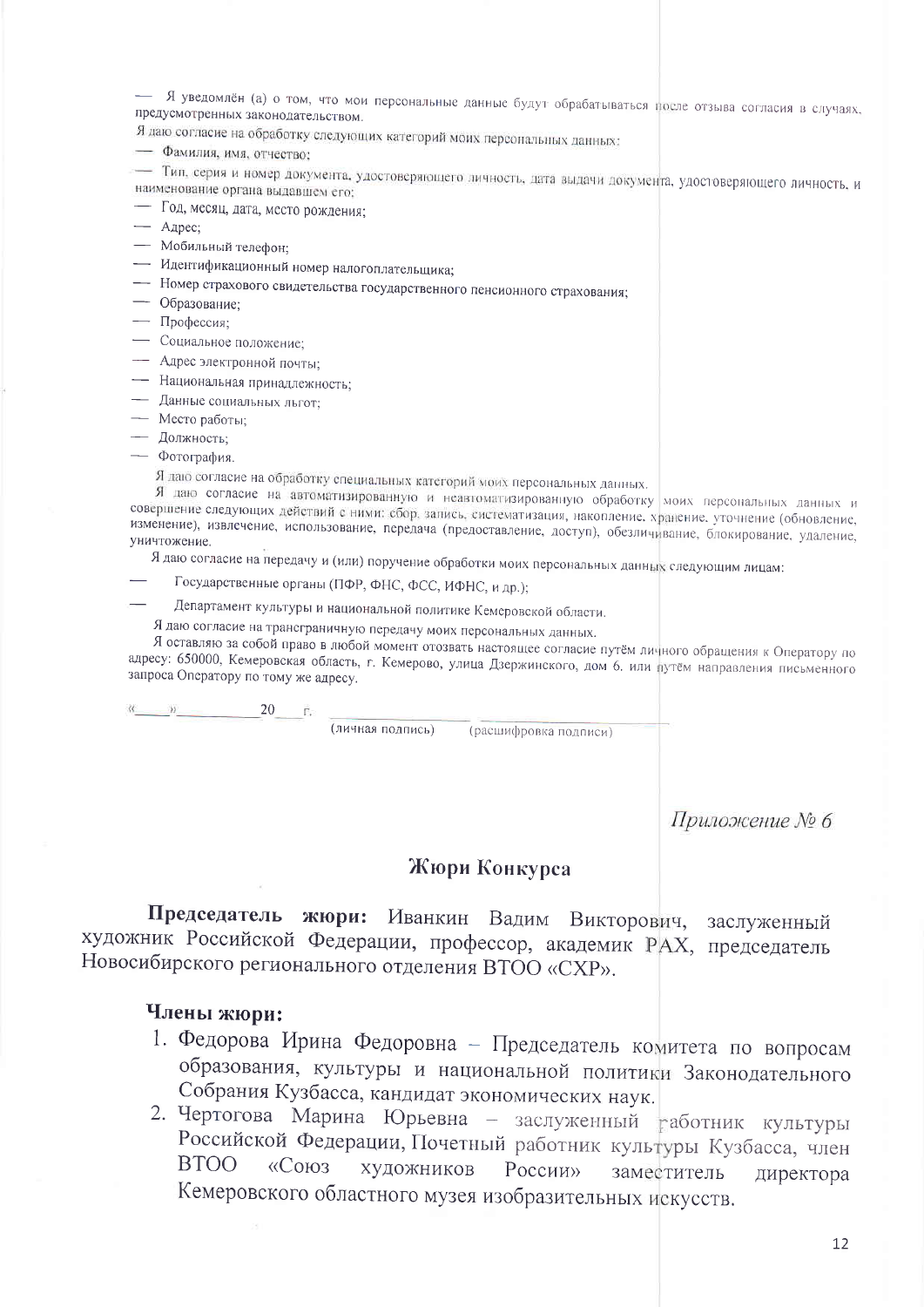— Я уведомлён (а) о том, что мои персональные данные будут обрабатываться после отзыва согласия в случаях, предусмотренных законодательством.

Я даю согласие на обработку следующих категорий моих персональных данных:

- Фамилия, имя, отчество;
- Тип, серия и номер документа, удостоверяющего личность, дата выдачи документа, удостоверяющего личность, и наименование органа выдавшем его;
- Год, месяц, дата, место рождения;
- Адрес;
- Мобильный телефон;
- Идентификационный номер налогоплательщика;
- Номер страхового свидетельства государственного пенсионного страхования;
- Образование;
- Профессия;
- Социальное положение;
- Адрес электронной почты;
- Национальная принадлежность;
- Данные социальных льгот;
- Место работы;
- Должность;
- Фотография.

Я даю согласие на обработку специальных категорий моих персональных данных.

Я даю согласие на автоматизированную и неавтоматизированную обработку моих персональных данных и совершение следующих действий с ними: сбор, запись, систематизация, накопление, хранение, уточнение (обновление, изменение), извлечение, использование, передача (предоставление, доступ), обезличивание, блокирование, удаление, уничтожение.

Я даю согласие на передачу и (или) поручение обработки моих персональных данных следующим лицам:

- Государственные органы (ПФР, ФНС, ФСС, ИФНС, и др.);
- Департамент культуры и национальной политике Кемеровской области.

Я даю согласие на трансграничную передачу моих персональных данных.

Я оставляю за собой право в любой момент отозвать настоящее согласие путём личного обращения к Оператору по адресу: 650000, Кемеровская область, г. Кемерово, улица Дзержинского, дом 6. или путём направления письменного запроса Оператору по тому же адресу.

«\_\_\_\_» \_\_\_\_\_\_\_\_\_\_ 20\_\_\_ г. \_\_\_\_\_\_\_\_\_\_\_\_\_\_\_\_ \_\_\_\_\_\_\_\_\_\_\_\_\_\_\_\_\_\_\_\_

(личная подпись) (расшифровка подписи)

*Приложение № 6*

## Жюри Конкурса

**Председатель жюри:** Иванкин Вадим Викторович, заслуженный художник Российской Федерации, профессор, академик РАХ, председатель Новосибирского регионального отделения ВТОО «СХР».

**Члены жюри:**

1. Федорова Ирина Федоровна – Председатель комитета по вопросам образования, культуры и национальной политики Законодательного Собрания Кузбасса, кандидат экономических наук.
2. Чертогова Марина Юрьевна – заслуженный работник культуры Российской Федерации, Почетный работник культуры Кузбасса, член ВТОО «Союз художников России» заместитель директора Кемеровского областного музея изобразительных искусств.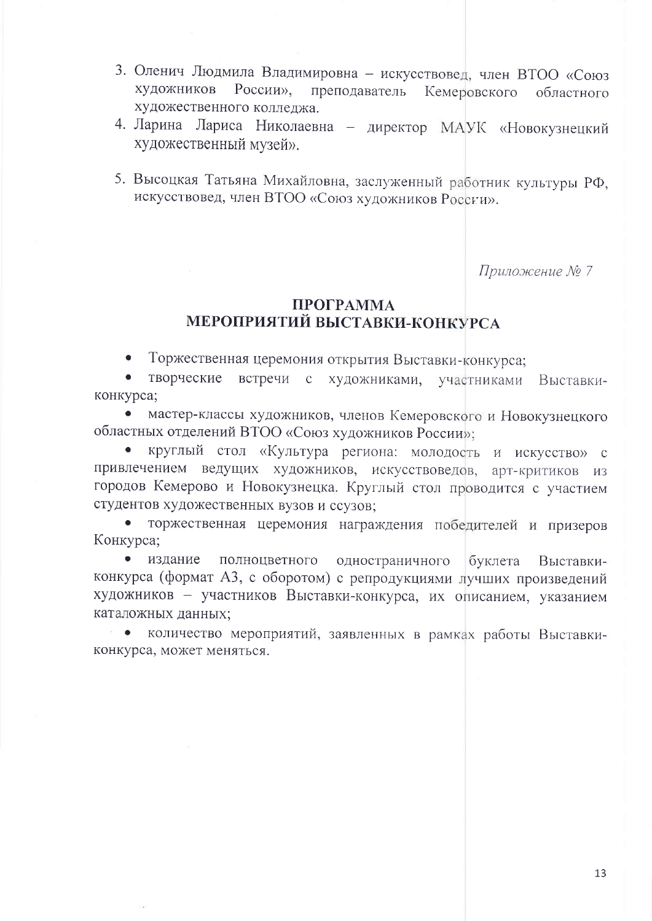3. Оленич Людмила Владимировна – искусствовед, член ВТОО «Союз художников России», преподаватель Кемеровского областного художественного колледжа.
4. Ларина Лариса Николаевна – директор МАУК «Новокузнецкий художественный музей».
5. Высоцкая Татьяна Михайловна, заслуженный работник культуры РФ, искусствовед, член ВТОО «Союз художников России».

*Приложение № 7*

## ПРОГРАММА
## МЕРОПРИЯТИЙ ВЫСТАВКИ-КОНКУРСА

- Торжественная церемония открытия Выставки-конкурса;
- творческие встречи с художниками, участниками Выставки-конкурса;
- мастер-классы художников, членов Кемеровского и Новокузнецкого областных отделений ВТОО «Союз художников России»;
- круглый стол «Культура региона: молодость и искусство» с привлечением ведущих художников, искусствоведов, арт-критиков из городов Кемерово и Новокузнецка. Круглый стол проводится с участием студентов художественных вузов и ссузов;
- торжественная церемония награждения победителей и призеров Конкурса;
- издание полноцветного одностраничного буклета Выставки-конкурса (формат А3, с оборотом) с репродукциями лучших произведений художников – участников Выставки-конкурса, их описанием, указанием каталожных данных;
- количество мероприятий, заявленных в рамках работы Выставки-конкурса, может меняться.